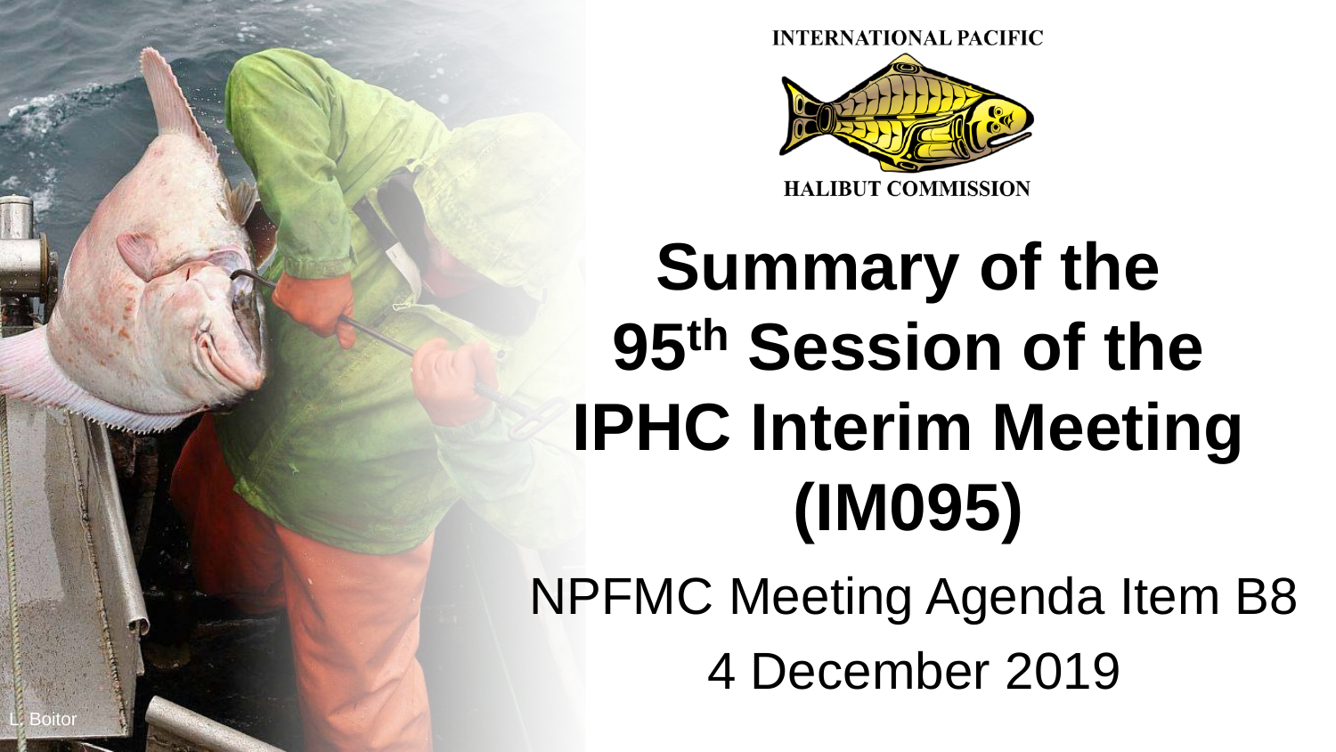INTERNATIONAL PACIFIC

HALIBUT COMMISSION

# Summary of the 95th Session of the IPHC Interim Meeting (IM095)

NPFMC Meeting Agenda Item B8

4 December 2019

L. Boitor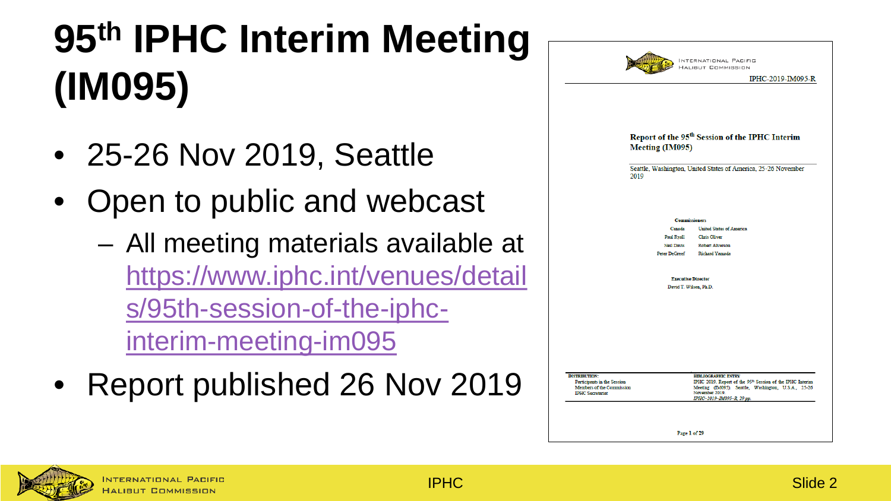# 95th IPHC Interim Meeting (IM095)

- 25-26 Nov 2019, Seattle
- Open to public and webcast
  - All meeting materials available at https://www.iphc.int/venues/details/95th-session-of-the-iphc-interim-meeting-im095
- Report published 26 Nov 2019

INTERNATIONAL PACIFIC HALIBUT COMMISSION

IPHC-2019-IM095-R

**Report of the 95th Session of the IPHC Interim Meeting (IM095)**

Seattle, Washington, United States of America, 25-26 November 2019

**Commissioners**

| Canada | United States of America |
|---|---|
| Paul Ryall | Chris Oliver |
| Neil Davis | Robert Alverson |
| Peter DeGreef | Richard Yamada |

**Executive Director**

David T. Wilson, Ph.D.

**DISTRIBUTION:**
Participants in the Session
Members of the Commission
IPHC Secretariat

**BIBLIOGRAPHIC ENTRY**
IPHC 2019. Report of the 95th Session of the IPHC Interim Meeting (IM095). Seattle, Washington, U.S.A., 25-26 November 2019.
*IPHC-2019-IM095-R, 29 pp.*

Page 1 of 29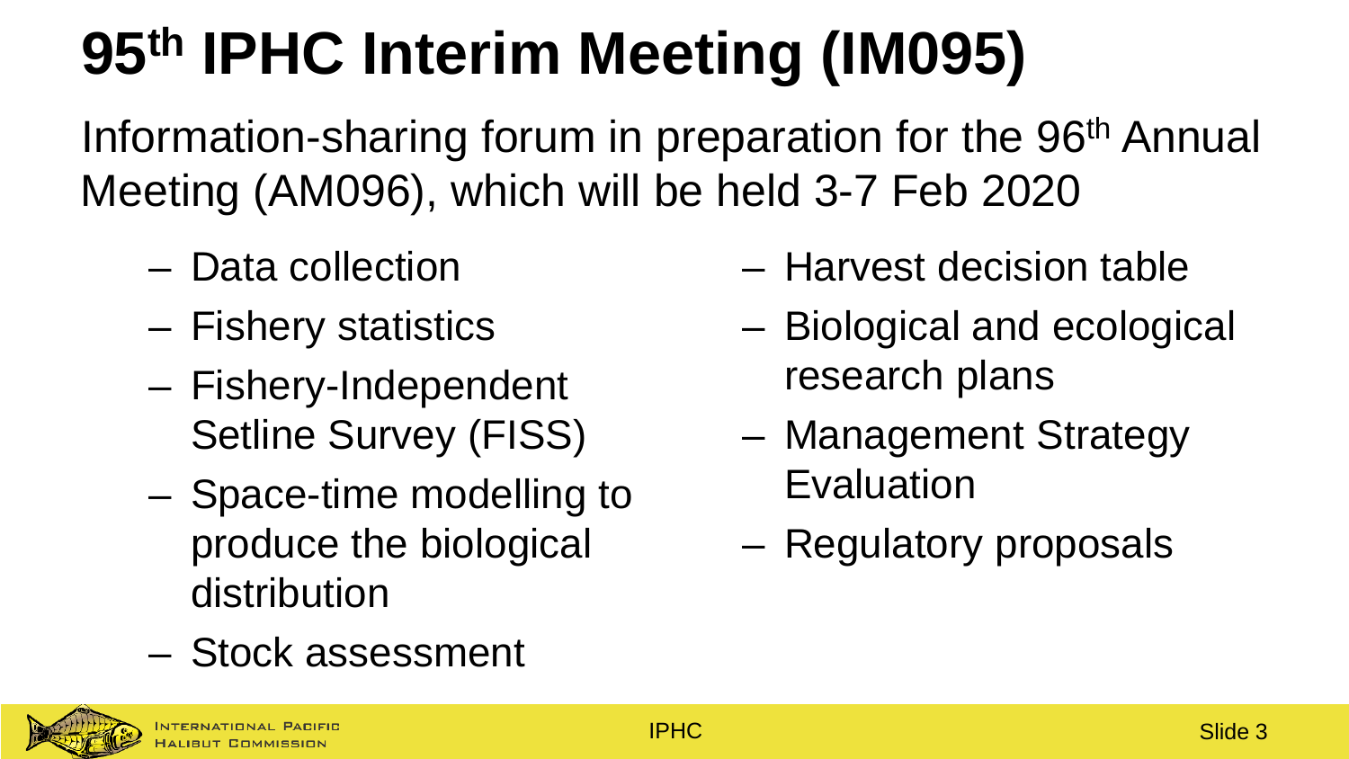# 95th IPHC Interim Meeting (IM095)

Information-sharing forum in preparation for the 96th Annual Meeting (AM096), which will be held 3-7 Feb 2020

- Data collection
- Fishery statistics
- Fishery-Independent Setline Survey (FISS)
- Space-time modelling to produce the biological distribution
- Stock assessment
- Harvest decision table
- Biological and ecological research plans
- Management Strategy Evaluation
- Regulatory proposals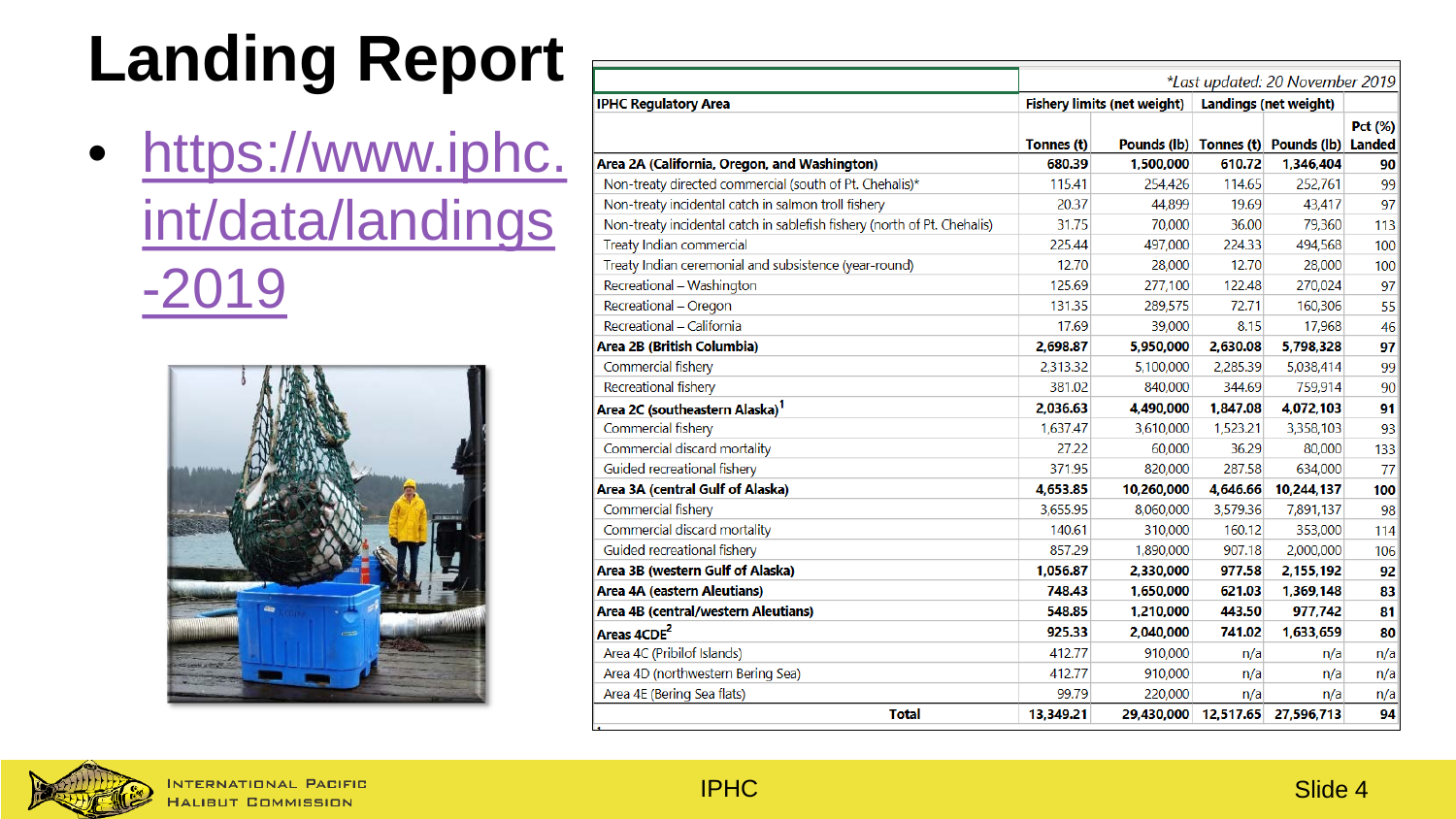# Landing Report

- https://www.iphc.int/data/landings-2019

*Last updated: 20 November 2019

| IPHC Regulatory Area | Fishery limits (net weight) | | Landings (net weight) | | |
|---|---|---|---|---|---|
| | Tonnes (t) | Pounds (lb) | Tonnes (t) | Pounds (lb) | Pct (%) Landed |
| **Area 2A (California, Oregon, and Washington)** | **680.39** | **1,500,000** | **610.72** | **1,346,404** | **90** |
| Non-treaty directed commercial (south of Pt. Chehalis)* | 115.41 | 254,426 | 114.65 | 252,761 | 99 |
| Non-treaty incidental catch in salmon troll fishery | 20.37 | 44,899 | 19.69 | 43,417 | 97 |
| Non-treaty incidental catch in sablefish fishery (north of Pt. Chehalis) | 31.75 | 70,000 | 36.00 | 79,360 | 113 |
| Treaty Indian commercial | 225.44 | 497,000 | 224.33 | 494,568 | 100 |
| Treaty Indian ceremonial and subsistence (year-round) | 12.70 | 28,000 | 12.70 | 28,000 | 100 |
| Recreational – Washington | 125.69 | 277,100 | 122.48 | 270,024 | 97 |
| Recreational – Oregon | 131.35 | 289,575 | 72.71 | 160,306 | 55 |
| Recreational – California | 17.69 | 39,000 | 8.15 | 17,968 | 46 |
| **Area 2B (British Columbia)** | **2,698.87** | **5,950,000** | **2,630.08** | **5,798,328** | **97** |
| Commercial fishery | 2,313.32 | 5,100,000 | 2,285.39 | 5,038,414 | 99 |
| Recreational fishery | 381.02 | 840,000 | 344.69 | 759,914 | 90 |
| **Area 2C (southeastern Alaska)[1]** | **2,036.63** | **4,490,000** | **1,847.08** | **4,072,103** | **91** |
| Commercial fishery | 1,637.47 | 3,610,000 | 1,523.21 | 3,358,103 | 93 |
| Commercial discard mortality | 27.22 | 60,000 | 36.29 | 80,000 | 133 |
| Guided recreational fishery | 371.95 | 820,000 | 287.58 | 634,000 | 77 |
| **Area 3A (central Gulf of Alaska)** | **4,653.85** | **10,260,000** | **4,646.66** | **10,244,137** | **100** |
| Commercial fishery | 3,655.95 | 8,060,000 | 3,579.36 | 7,891,137 | 98 |
| Commercial discard mortality | 140.61 | 310,000 | 160.12 | 353,000 | 114 |
| Guided recreational fishery | 857.29 | 1,890,000 | 907.18 | 2,000,000 | 106 |
| **Area 3B (western Gulf of Alaska)** | **1,056.87** | **2,330,000** | **977.58** | **2,155,192** | **92** |
| **Area 4A (eastern Aleutians)** | **748.43** | **1,650,000** | **621.03** | **1,369,148** | **83** |
| **Area 4B (central/western Aleutians)** | **548.85** | **1,210,000** | **443.50** | **977,742** | **81** |
| **Areas 4CDE[2]** | **925.33** | **2,040,000** | **741.02** | **1,633,659** | **80** |
| Area 4C (Pribilof Islands) | 412.77 | 910,000 | n/a | n/a | n/a |
| Area 4D (northwestern Bering Sea) | 412.77 | 910,000 | n/a | n/a | n/a |
| Area 4E (Bering Sea flats) | 99.79 | 220,000 | n/a | n/a | n/a |
| **Total** | **13,349.21** | **29,430,000** | **12,517.65** | **27,596,713** | **94** |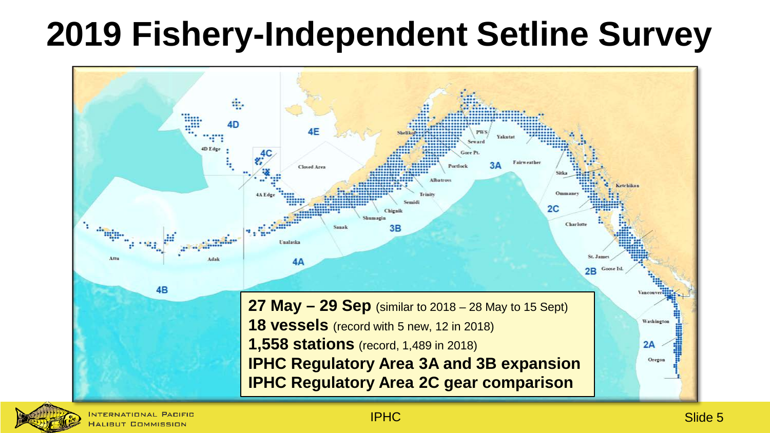# 2019 Fishery-Independent Setline Survey

**27 May – 29 Sep** (similar to 2018 – 28 May to 15 Sept)
**18 vessels** (record with 5 new, 12 in 2018)
**1,558 stations** (record, 1,489 in 2018)
**IPHC Regulatory Area 3A and 3B expansion**
**IPHC Regulatory Area 2C gear comparison**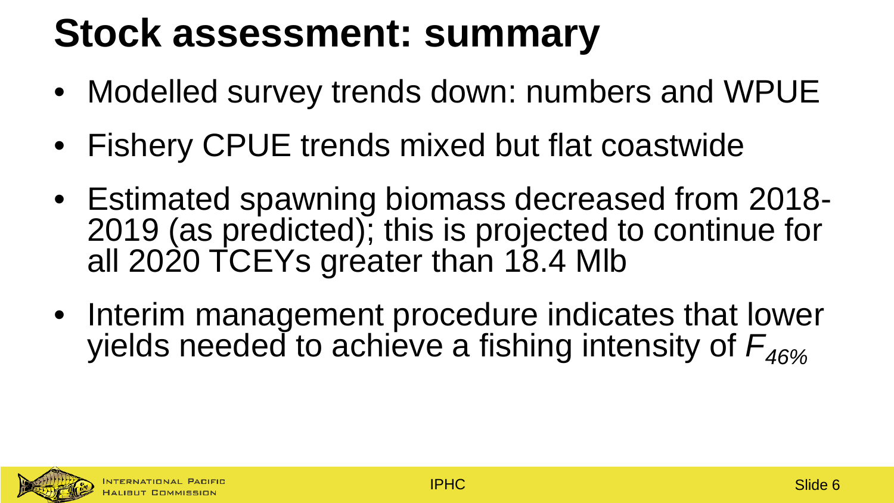# Stock assessment: summary

- Modelled survey trends down: numbers and WPUE
- Fishery CPUE trends mixed but flat coastwide
- Estimated spawning biomass decreased from 2018-2019 (as predicted); this is projected to continue for all 2020 TCEYs greater than 18.4 Mlb
- Interim management procedure indicates that lower yields needed to achieve a fishing intensity of $F_{46\%}$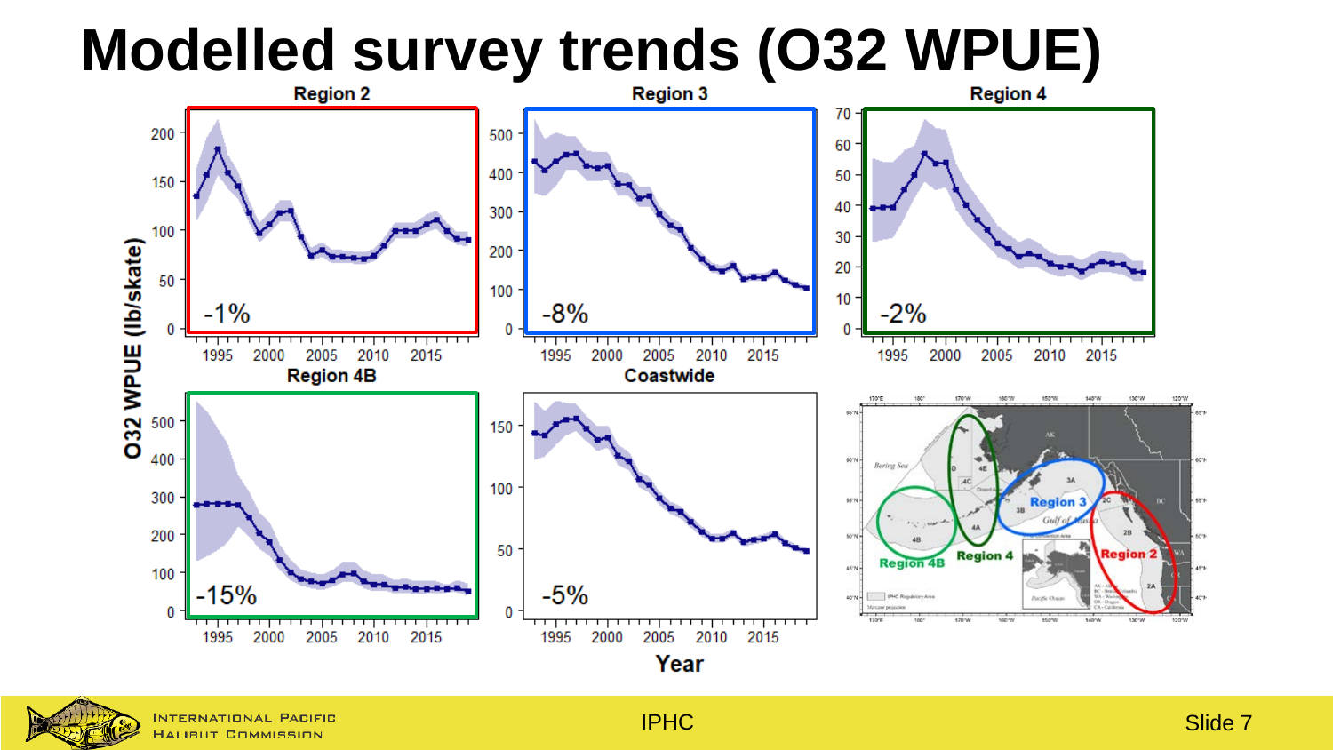# Modelled survey trends (O32 WPUE)

Region 2: -1%

Region 3: -8%

Region 4: -2%

Region 4B: -15%

Coastwide: -5%

O32 WPUE (lb/skate)

Year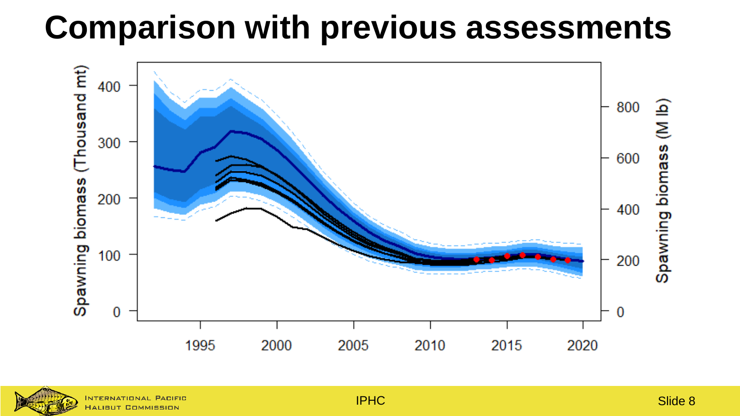# Comparison with previous assessments

Spawning biomass (Thousand mt)

Spawning biomass (M lb)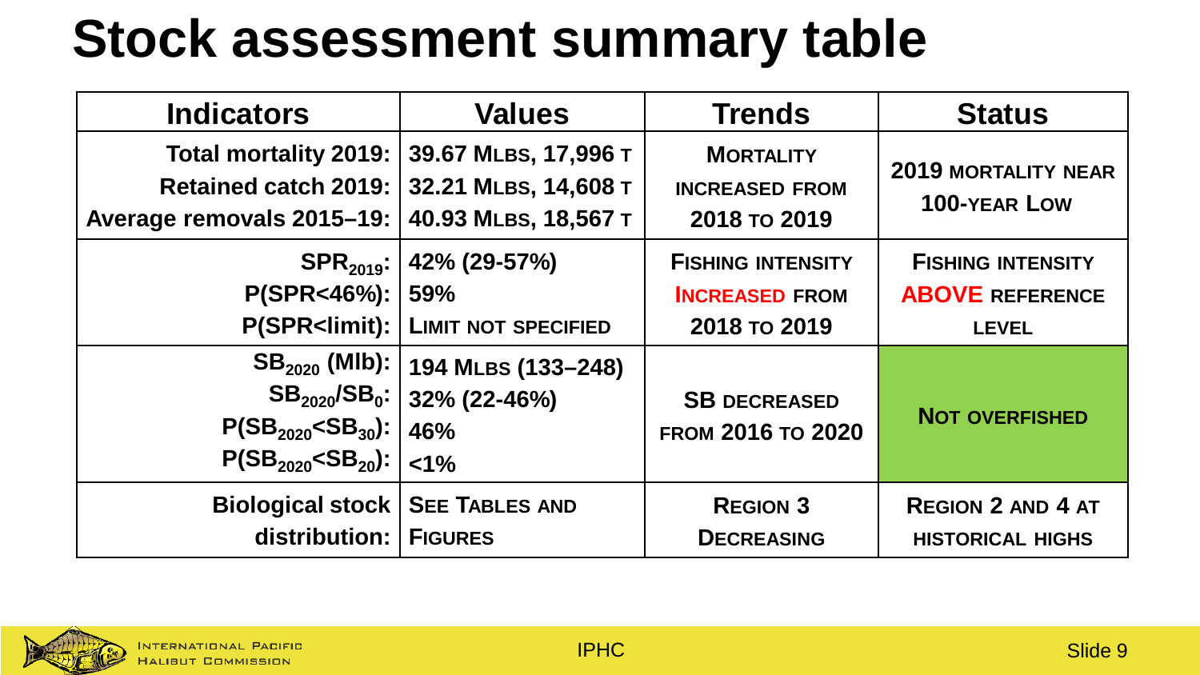# Stock assessment summary table

| Indicators | Values | Trends | Status |
| --- | --- | --- | --- |
| Total mortality 2019:<br>Retained catch 2019:<br>Average removals 2015–19: | 39.67 Mlbs, 17,996 t<br>32.21 Mlbs, 14,608 t<br>40.93 Mlbs, 18,567 t | Mortality increased from 2018 to 2019 | 2019 mortality near 100-year Low |
| $SPR_{2019}$:<br>P(SPR<46%):<br>P(SPR<limit): | 42% (29-57%)<br>59%<br>Limit not specified | Fishing intensity Increased from 2018 to 2019 | Fishing intensity ABOVE reference level |
| $SB_{2020}$ (Mlb):<br>$SB_{2020}/SB_0$:<br>$P(SB_{2020}<SB_{30})$:<br>$P(SB_{2020}<SB_{20})$: | 194 Mlbs (133–248)<br>32% (22-46%)<br>46%<br><1% | SB decreased from 2016 to 2020 | Not overfished |
| Biological stock distribution: | See Tables and Figures | Region 3 Decreasing | Region 2 and 4 at historical highs |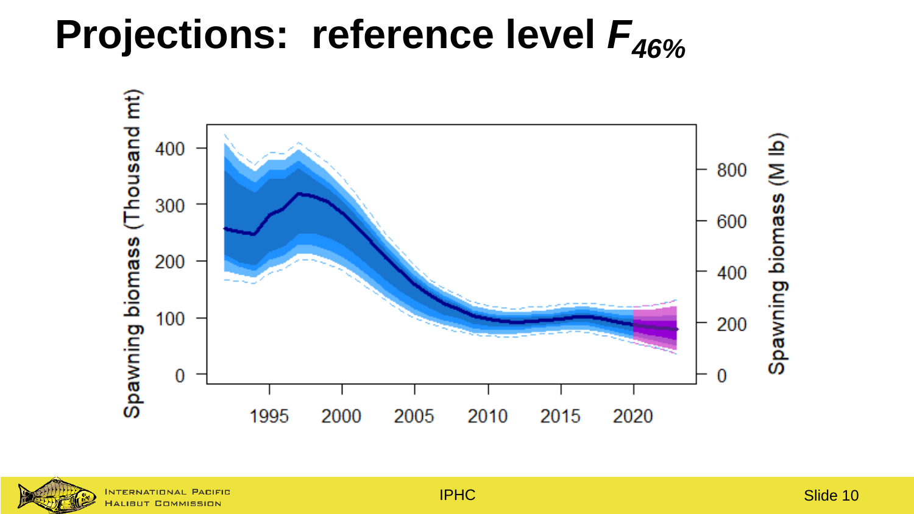# Projections: reference level $F_{46\%}$

Spawning biomass (Thousand mt)

400
300
200
100
0

1995 2000 2005 2010 2015 2020

Spawning biomass (M lb)

800
600
400
200
0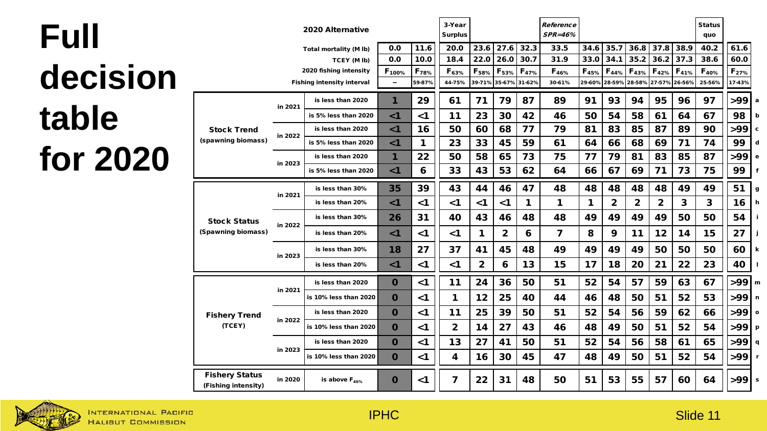# Full decision table for 2020

| | | | | | 3-Year Surplus | | | | *Reference SPR=46%* | | | | | | Status quo | | |
|---|---|---|---|---|---|---|---|---|---|---|---|---|---|---|---|---|---|
| **2020 Alternative** | | | | | | | | | | | | | | | | | |
| Total mortality (M lb) | | | 0.0 | 11.6 | 20.0 | 23.6 | 27.6 | 32.3 | 33.5 | 34.6 | 35.7 | 36.8 | 37.8 | 38.9 | 40.2 | 61.6 | |
| TCEY (M lb) | | | 0.0 | 10.0 | 18.4 | 22.0 | 26.0 | 30.7 | 31.9 | 33.0 | 34.1 | 35.2 | 36.2 | 37.3 | 38.6 | 60.0 | |
| 2020 fishing intensity | | | $F_{100\%}$ | $F_{78\%}$ | $F_{63\%}$ | $F_{58\%}$ | $F_{53\%}$ | $F_{47\%}$ | $F_{46\%}$ | $F_{45\%}$ | $F_{44\%}$ | $F_{43\%}$ | $F_{42\%}$ | $F_{41\%}$ | $F_{40\%}$ | $F_{27\%}$ | |
| Fishing intensity interval | | | -- | 59-87% | 44-75% | 39-71% | 35-67% | 31-62% | 30-61% | 29-60% | 28-59% | 28-58% | 27-57% | 26-56% | 25-56% | 17-43% | |
| **Stock Trend** (spawning biomass) | in 2021 | is less than 2020 | 1 | 29 | 61 | 71 | 79 | 87 | 89 | 91 | 93 | 94 | 95 | 96 | 97 | >99 | a |
| | | is 5% less than 2020 | <1 | <1 | 11 | 23 | 30 | 42 | 46 | 50 | 54 | 58 | 61 | 64 | 67 | 98 | b |
| | in 2022 | is less than 2020 | <1 | 16 | 50 | 60 | 68 | 77 | 79 | 81 | 83 | 85 | 87 | 89 | 90 | >99 | c |
| | | is 5% less than 2020 | <1 | 1 | 23 | 33 | 45 | 59 | 61 | 64 | 66 | 68 | 69 | 71 | 74 | 99 | d |
| | in 2023 | is less than 2020 | 1 | 22 | 50 | 58 | 65 | 73 | 75 | 77 | 79 | 81 | 83 | 85 | 87 | >99 | e |
| | | is 5% less than 2020 | <1 | 6 | 33 | 43 | 53 | 62 | 64 | 66 | 67 | 69 | 71 | 73 | 75 | 99 | f |
| **Stock Status** (Spawning biomass) | in 2021 | is less than 30% | 35 | 39 | 43 | 44 | 46 | 47 | 48 | 48 | 48 | 48 | 48 | 49 | 49 | 51 | g |
| | | is less than 20% | <1 | <1 | <1 | <1 | <1 | 1 | 1 | 1 | 2 | 2 | 2 | 3 | 3 | 16 | h |
| | in 2022 | is less than 30% | 26 | 31 | 40 | 43 | 46 | 48 | 48 | 49 | 49 | 49 | 49 | 50 | 50 | 54 | i |
| | | is less than 20% | <1 | <1 | <1 | 1 | 2 | 6 | 7 | 8 | 9 | 11 | 12 | 14 | 15 | 27 | j |
| | in 2023 | is less than 30% | 18 | 27 | 37 | 41 | 45 | 48 | 49 | 49 | 49 | 49 | 50 | 50 | 50 | 60 | k |
| | | is less than 20% | <1 | <1 | <1 | 2 | 6 | 13 | 15 | 17 | 18 | 20 | 21 | 22 | 23 | 40 | l |
| **Fishery Trend** (TCEY) | in 2021 | is less than 2020 | 0 | <1 | 11 | 24 | 36 | 50 | 51 | 52 | 54 | 57 | 59 | 63 | 67 | >99 | m |
| | | is 10% less than 2020 | 0 | <1 | 1 | 12 | 25 | 40 | 44 | 46 | 48 | 50 | 51 | 52 | 53 | >99 | n |
| | in 2022 | is less than 2020 | 0 | <1 | 11 | 25 | 39 | 50 | 51 | 52 | 54 | 56 | 59 | 62 | 66 | >99 | o |
| | | is 10% less than 2020 | 0 | <1 | 2 | 14 | 27 | 43 | 46 | 48 | 49 | 50 | 51 | 52 | 54 | >99 | p |
| | in 2023 | is less than 2020 | 0 | <1 | 13 | 27 | 41 | 50 | 51 | 52 | 54 | 56 | 58 | 61 | 65 | >99 | q |
| | | is 10% less than 2020 | 0 | <1 | 4 | 16 | 30 | 45 | 47 | 48 | 49 | 50 | 51 | 52 | 54 | >99 | r |
| **Fishery Status** (Fishing intensity) | in 2020 | is above $F_{46\%}$ | 0 | <1 | 7 | 22 | 31 | 48 | 50 | 51 | 53 | 55 | 57 | 60 | 64 | >99 | s |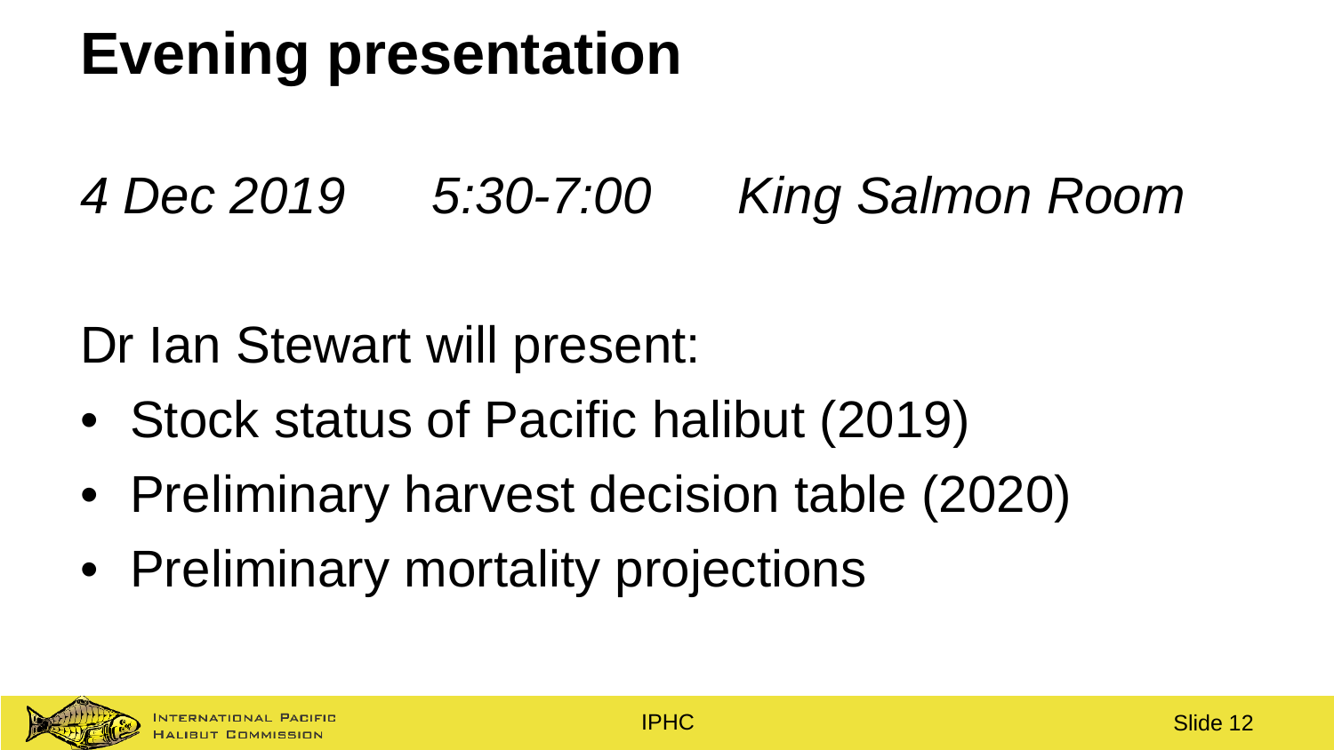# Evening presentation

*4 Dec 2019 5:30-7:00 King Salmon Room*

Dr Ian Stewart will present:

- Stock status of Pacific halibut (2019)
- Preliminary harvest decision table (2020)
- Preliminary mortality projections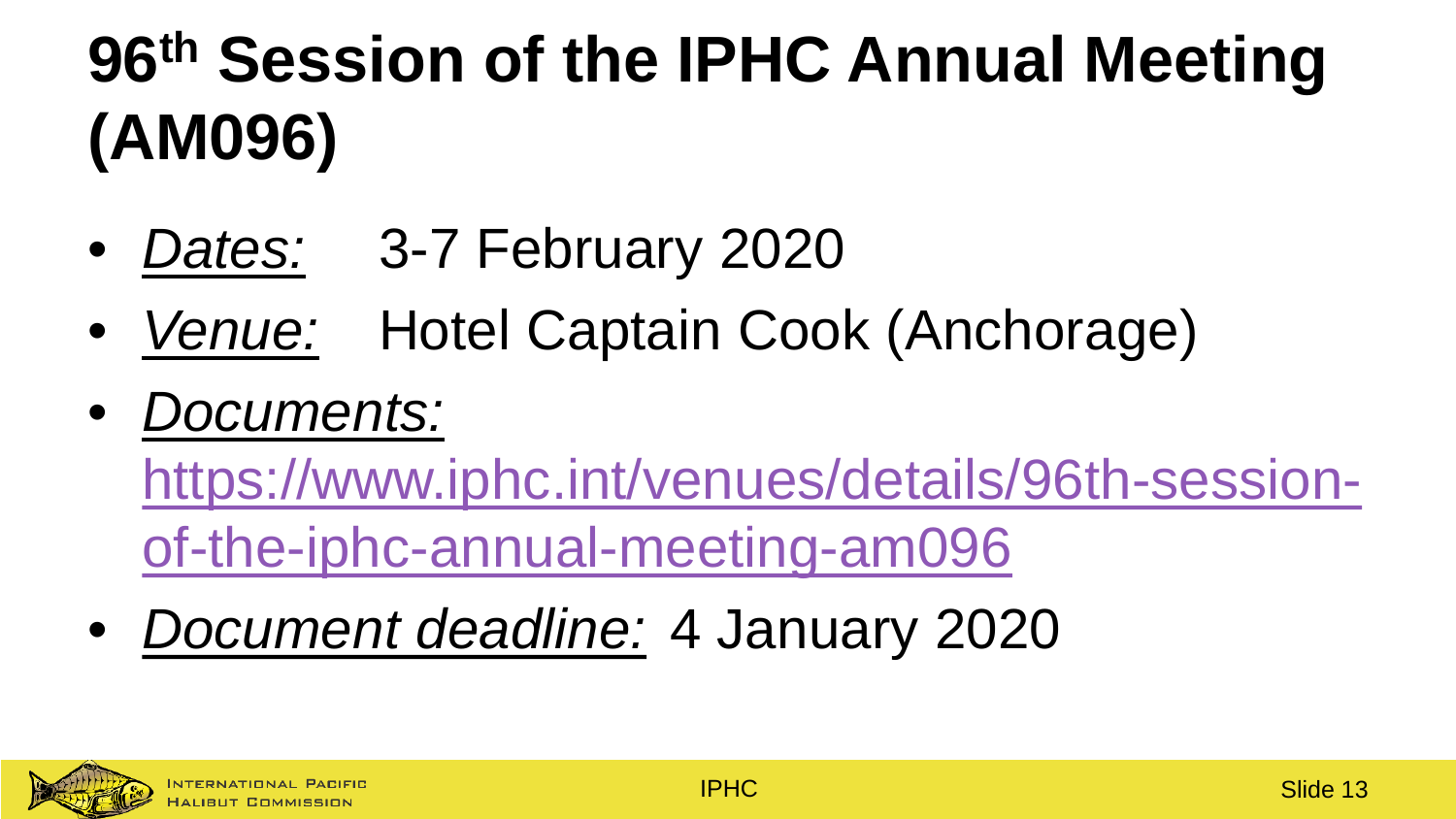# 96th Session of the IPHC Annual Meeting (AM096)

- ***Dates:*** 3-7 February 2020
- ***Venue:*** Hotel Captain Cook (Anchorage)
- ***Documents:*** https://www.iphc.int/venues/details/96th-session-of-the-iphc-annual-meeting-am096
- ***Document deadline:*** 4 January 2020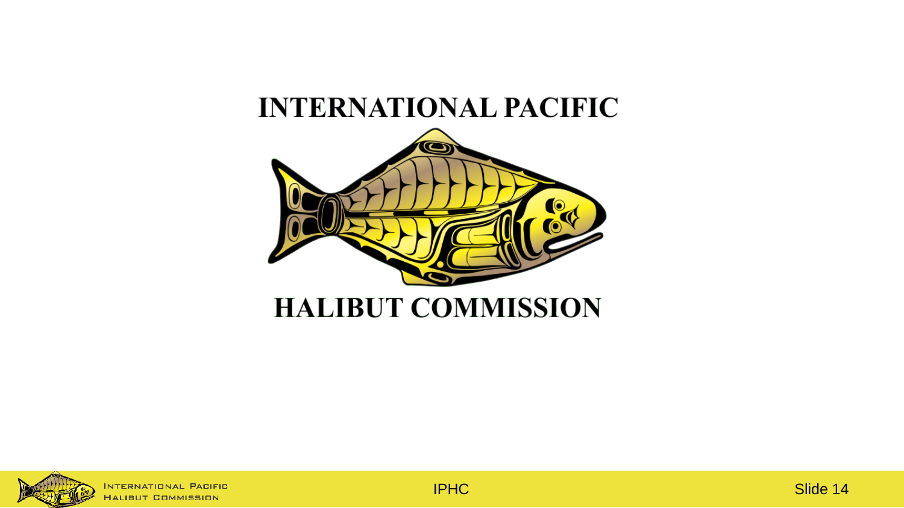INTERNATIONAL PACIFIC

HALIBUT COMMISSION